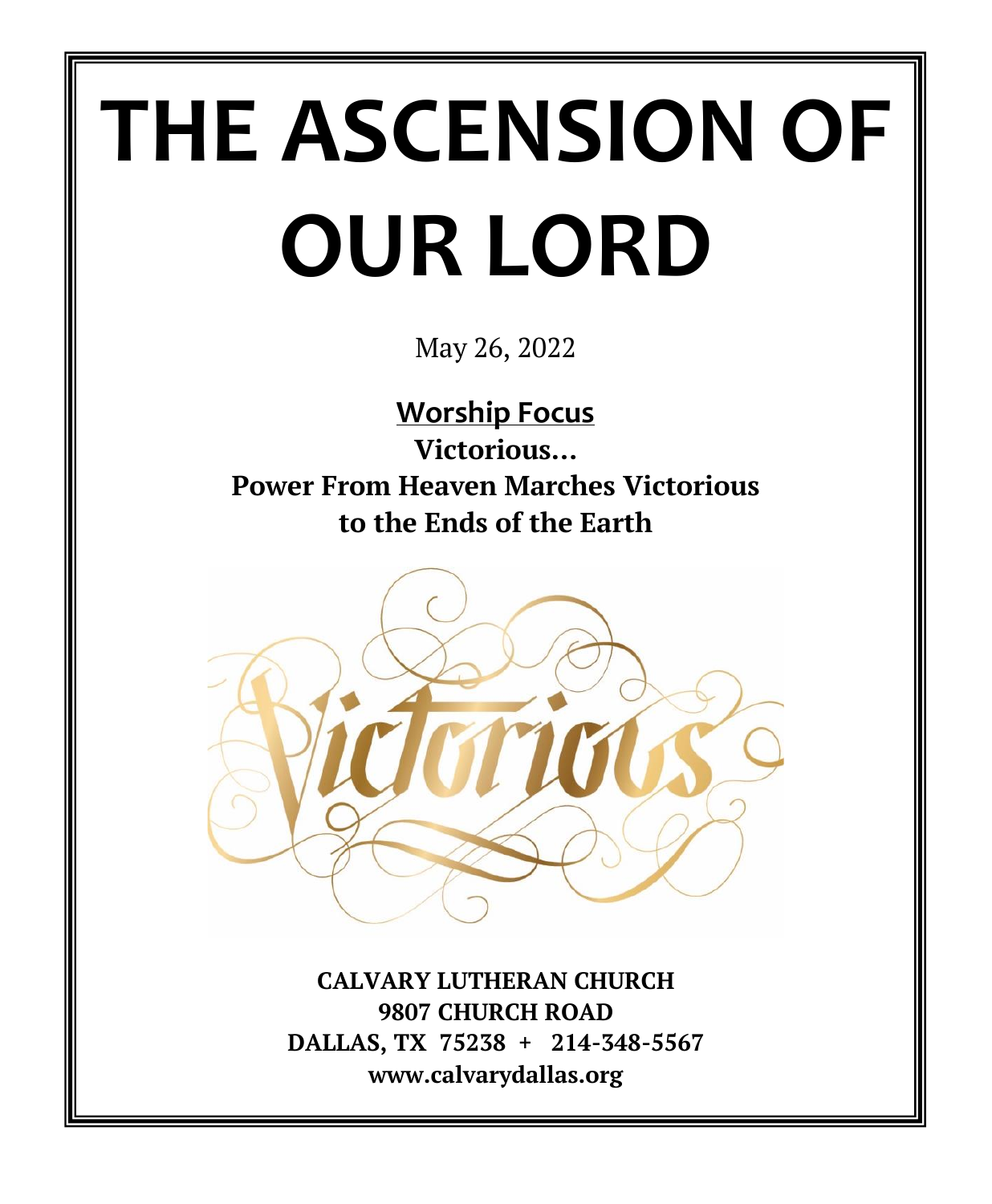# THE ASCENSION OF OUR LORD

May 26, 2022

## Worship Focus

**Victorious…**
**Power From Heaven Marches Victorious to the Ends of the Earth**

**CALVARY LUTHERAN CHURCH**
**9807 CHURCH ROAD**
**DALLAS, TX 75238 + 214-348-5567**
**www.calvarydallas.org**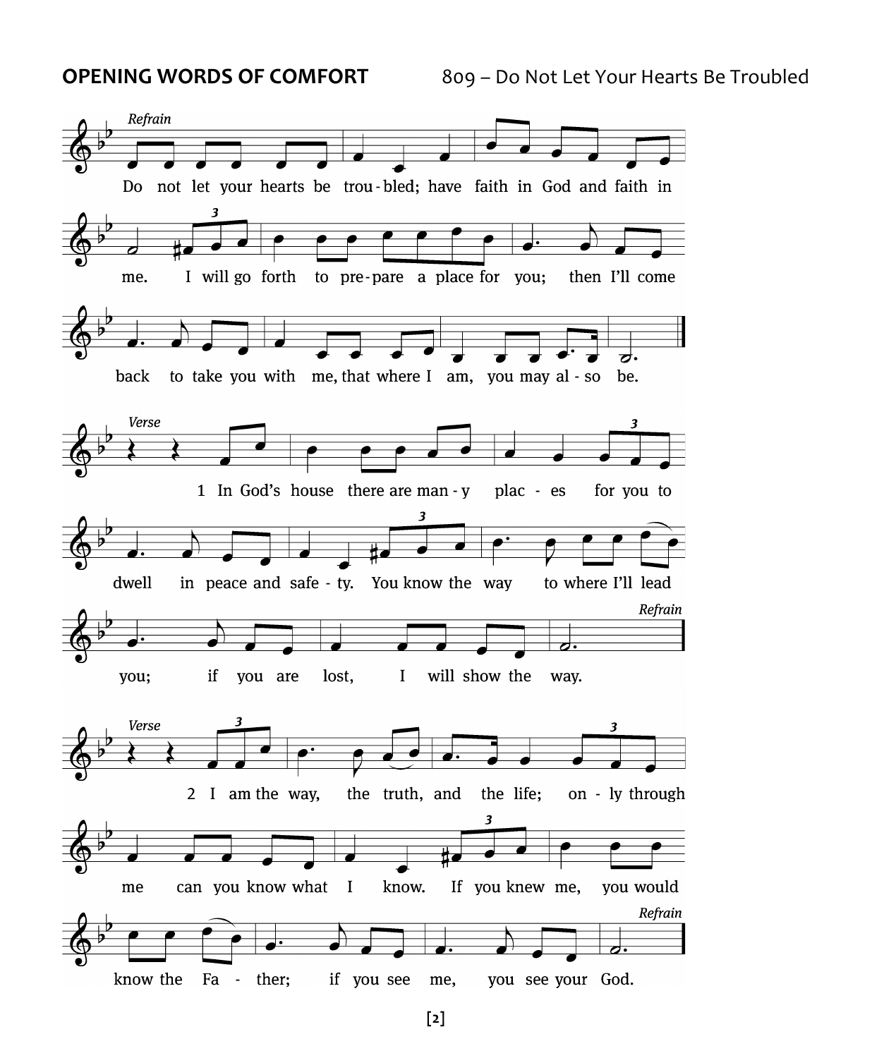**OPENING WORDS OF COMFORT** 809 – Do Not Let Your Hearts Be Troubled

*Refrain*

Do not let your hearts be troubled; have faith in God and faith in me. I will go forth to prepare a place for you; then I'll come back to take you with me, that where I am, you may also be.

*Verse*

1 In God's house there are many places for you to dwell in peace and safety. You know the way to where I'll lead you; if you are lost, I will show the way. *Refrain*

*Verse*

2 I am the way, the truth, and the life; only through me can you know what I know. If you knew me, you would know the Father; if you see me, you see your God. *Refrain*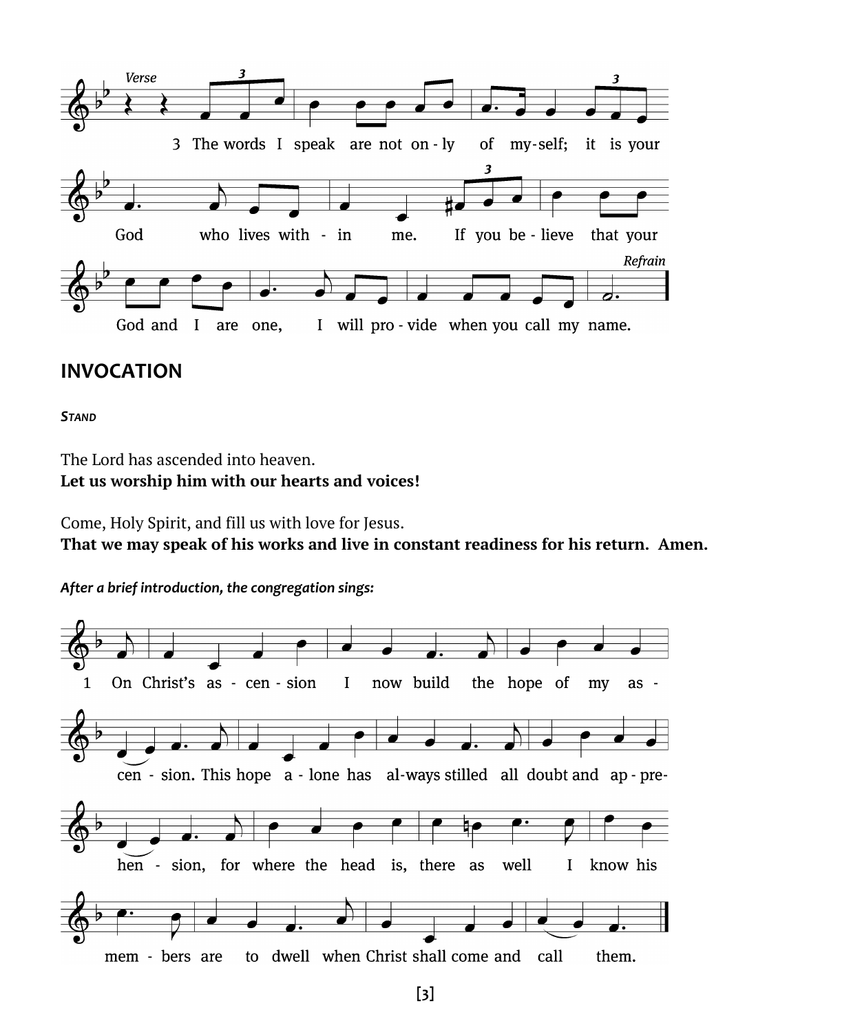*Verse*

3 The words I speak are not on - ly of my - self; it is your God who lives with - in me. If you be - lieve that your God and I are one, I will pro - vide when you call my name.

*Refrain*

## INVOCATION

***STAND***

The Lord has ascended into heaven.
**Let us worship him with our hearts and voices!**

Come, Holy Spirit, and fill us with love for Jesus.
**That we may speak of his works and live in constant readiness for his return. Amen.**

***After a brief introduction, the congregation sings:***

1 On Christ's as - cen - sion I now build the hope of my as - cen - sion. This hope a - lone has al - ways stilled all doubt and ap - pre - hen - sion, for where the head is, there as well I know his mem - bers are to dwell when Christ shall come and call them.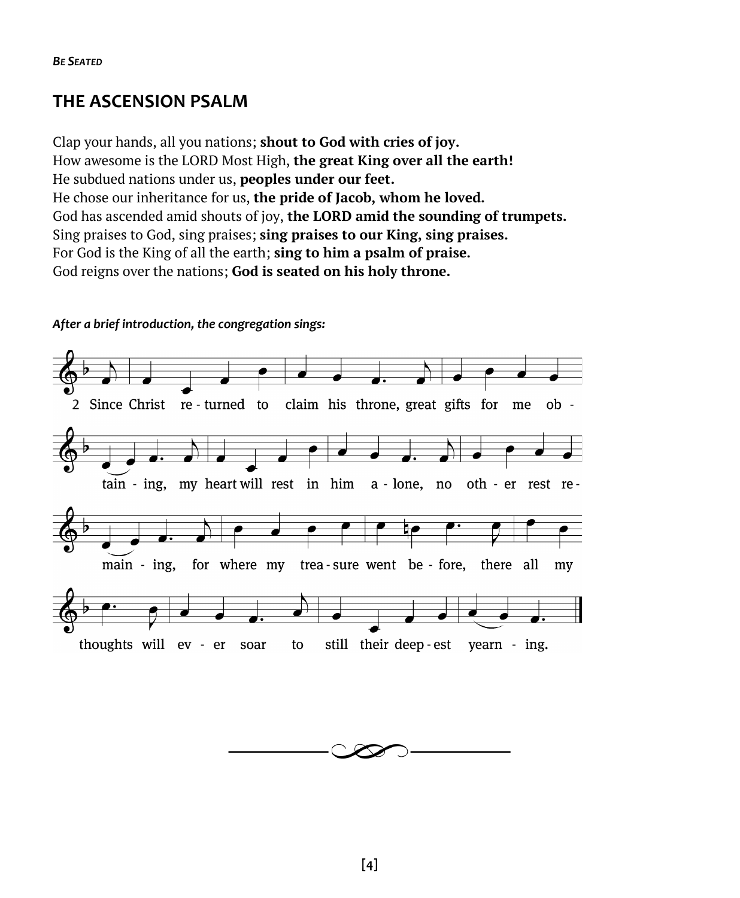***Be Seated***

## THE ASCENSION PSALM

Clap your hands, all you nations; **shout to God with cries of joy.**
How awesome is the LORD Most High, **the great King over all the earth!**
He subdued nations under us, **peoples under our feet.**
He chose our inheritance for us, **the pride of Jacob, whom he loved.**
God has ascended amid shouts of joy, **the LORD amid the sounding of trumpets.**
Sing praises to God, sing praises; **sing praises to our King, sing praises.**
For God is the King of all the earth; **sing to him a psalm of praise.**
God reigns over the nations; **God is seated on his holy throne.**

***After a brief introduction, the congregation sings:***

2 Since Christ re - turned to claim his throne, great gifts for me ob - tain - ing, my heart will rest in him a - lone, no oth - er rest re - main - ing, for where my trea - sure went be - fore, there all my thoughts will ev - er soar to still their deep - est yearn - ing.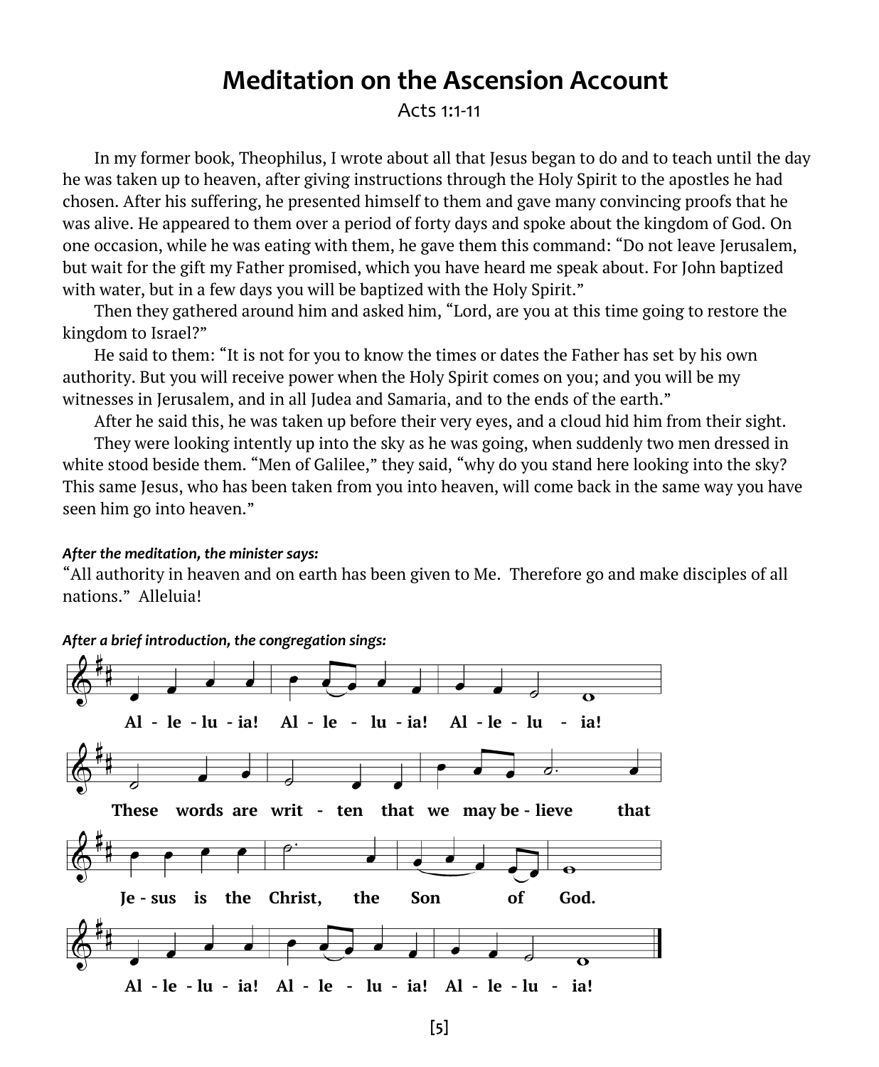# Meditation on the Ascension Account

Acts 1:1-11

In my former book, Theophilus, I wrote about all that Jesus began to do and to teach until the day he was taken up to heaven, after giving instructions through the Holy Spirit to the apostles he had chosen. After his suffering, he presented himself to them and gave many convincing proofs that he was alive. He appeared to them over a period of forty days and spoke about the kingdom of God. On one occasion, while he was eating with them, he gave them this command: "Do not leave Jerusalem, but wait for the gift my Father promised, which you have heard me speak about. For John baptized with water, but in a few days you will be baptized with the Holy Spirit."

Then they gathered around him and asked him, "Lord, are you at this time going to restore the kingdom to Israel?"

He said to them: "It is not for you to know the times or dates the Father has set by his own authority. But you will receive power when the Holy Spirit comes on you; and you will be my witnesses in Jerusalem, and in all Judea and Samaria, and to the ends of the earth."

After he said this, he was taken up before their very eyes, and a cloud hid him from their sight.

They were looking intently up into the sky as he was going, when suddenly two men dressed in white stood beside them. "Men of Galilee," they said, "why do you stand here looking into the sky? This same Jesus, who has been taken from you into heaven, will come back in the same way you have seen him go into heaven."

***After the meditation, the minister says:***

"All authority in heaven and on earth has been given to Me. Therefore go and make disciples of all nations." Alleluia!

***After a brief introduction, the congregation sings:***

**Al - le - lu - ia! Al - le - lu - ia! Al - le - lu - ia!**

**These words are writ - ten that we may be - lieve that**

**Je - sus is the Christ, the Son of God.**

**Al - le - lu - ia! Al - le - lu - ia! Al - le - lu - ia!**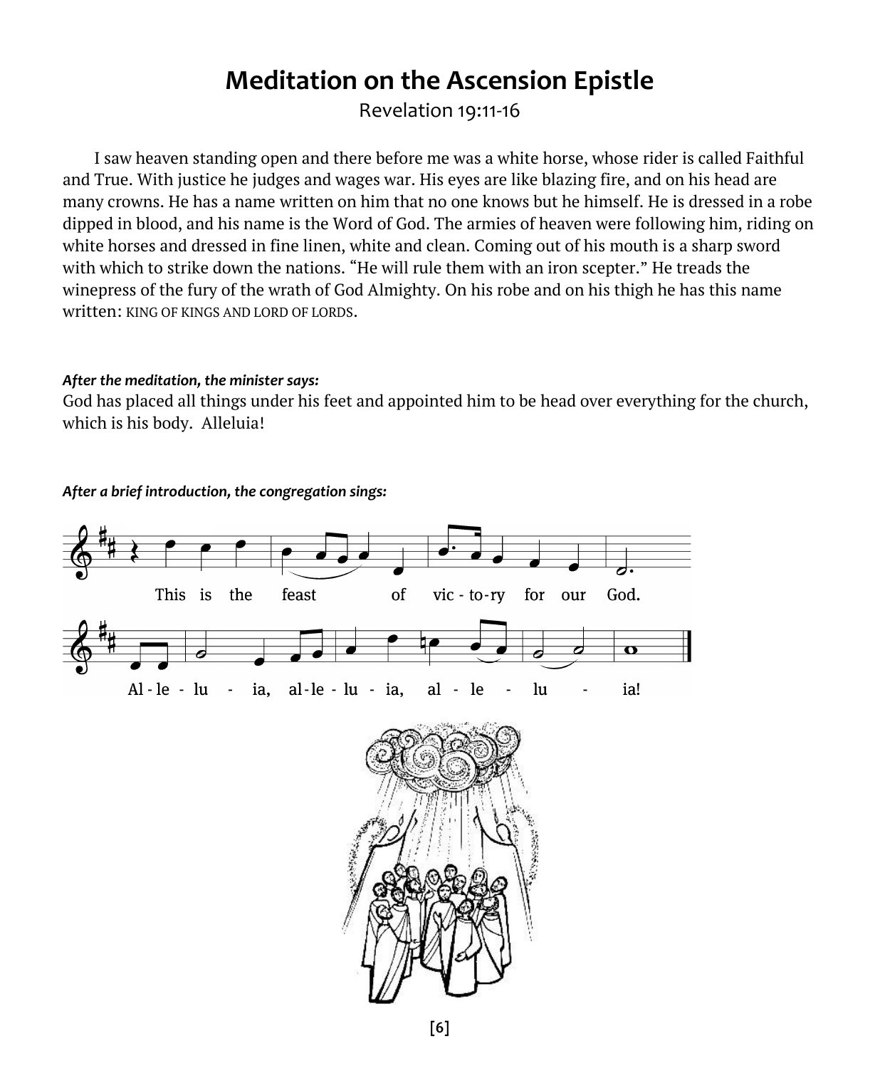# Meditation on the Ascension Epistle

Revelation 19:11-16

I saw heaven standing open and there before me was a white horse, whose rider is called Faithful and True. With justice he judges and wages war. His eyes are like blazing fire, and on his head are many crowns. He has a name written on him that no one knows but he himself. He is dressed in a robe dipped in blood, and his name is the Word of God. The armies of heaven were following him, riding on white horses and dressed in fine linen, white and clean. Coming out of his mouth is a sharp sword with which to strike down the nations. "He will rule them with an iron scepter." He treads the winepress of the fury of the wrath of God Almighty. On his robe and on his thigh he has this name written: KING OF KINGS AND LORD OF LORDS.

***After the meditation, the minister says:***

God has placed all things under his feet and appointed him to be head over everything for the church, which is his body. Alleluia!

***After a brief introduction, the congregation sings:***

This is the feast of victory for our God.
Alleluia, alleluia, alleluia!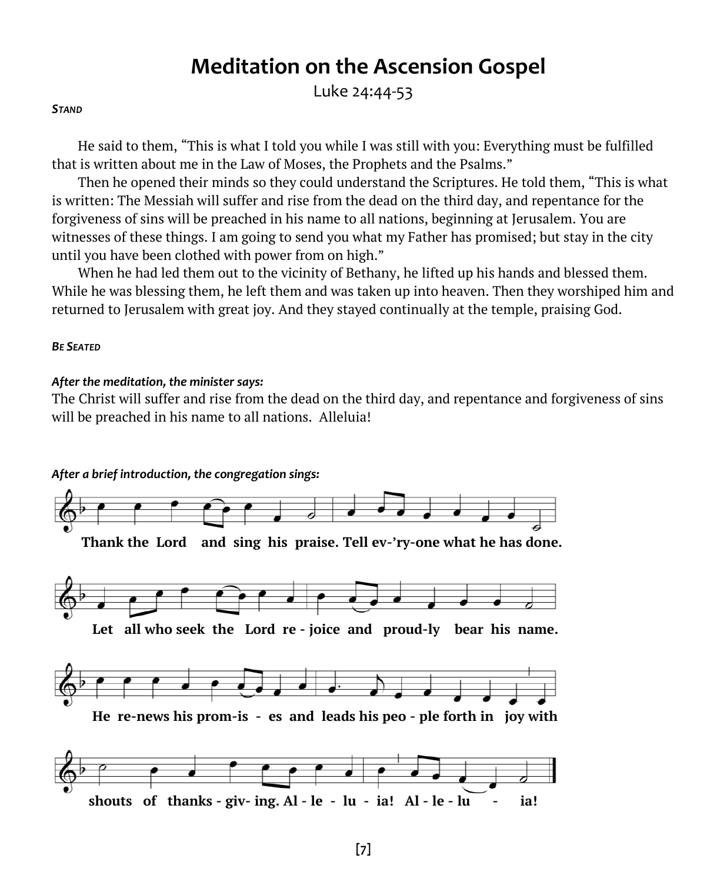# Meditation on the Ascension Gospel

Luke 24:44-53

***Stand***

He said to them, "This is what I told you while I was still with you: Everything must be fulfilled that is written about me in the Law of Moses, the Prophets and the Psalms."

Then he opened their minds so they could understand the Scriptures. He told them, "This is what is written: The Messiah will suffer and rise from the dead on the third day, and repentance for the forgiveness of sins will be preached in his name to all nations, beginning at Jerusalem. You are witnesses of these things. I am going to send you what my Father has promised; but stay in the city until you have been clothed with power from on high."

When he had led them out to the vicinity of Bethany, he lifted up his hands and blessed them. While he was blessing them, he left them and was taken up into heaven. Then they worshiped him and returned to Jerusalem with great joy. And they stayed continually at the temple, praising God.

***Be Seated***

***After the meditation, the minister says:***

The Christ will suffer and rise from the dead on the third day, and repentance and forgiveness of sins will be preached in his name to all nations. Alleluia!

***After a brief introduction, the congregation sings:***

**Thank the Lord and sing his praise. Tell ev-'ry-one what he has done.**

**Let all who seek the Lord re - joice and proud-ly bear his name.**

**He re-news his prom-is - es and leads his peo - ple forth in joy with**

**shouts of thanks - giv- ing. Al - le - lu - ia! Al - le - lu - ia!**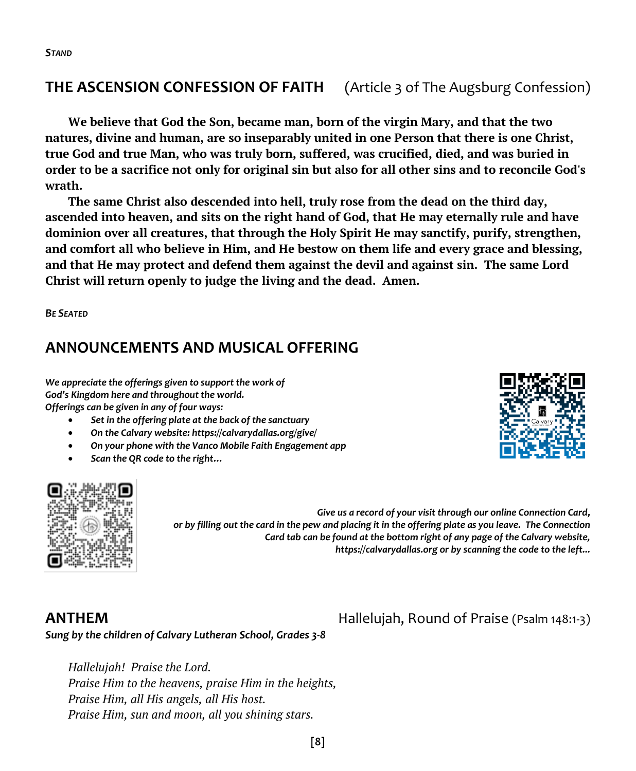*STAND*

## THE ASCENSION CONFESSION OF FAITH (Article 3 of The Augsburg Confession)

**We believe that God the Son, became man, born of the virgin Mary, and that the two natures, divine and human, are so inseparably united in one Person that there is one Christ, true God and true Man, who was truly born, suffered, was crucified, died, and was buried in order to be a sacrifice not only for original sin but also for all other sins and to reconcile God's wrath.**

**The same Christ also descended into hell, truly rose from the dead on the third day, ascended into heaven, and sits on the right hand of God, that He may eternally rule and have dominion over all creatures, that through the Holy Spirit He may sanctify, purify, strengthen, and comfort all who believe in Him, and He bestow on them life and every grace and blessing, and that He may protect and defend them against the devil and against sin. The same Lord Christ will return openly to judge the living and the dead. Amen.**

*BE SEATED*

## ANNOUNCEMENTS AND MUSICAL OFFERING

***We appreciate the offerings given to support the work of God's Kingdom here and throughout the world.***
***Offerings can be given in any of four ways:***

- ***Set in the offering plate at the back of the sanctuary***
- ***On the Calvary website: https://calvarydallas.org/give/***
- ***On your phone with the Vanco Mobile Faith Engagement app***
- ***Scan the QR code to the right…***

***Give us a record of your visit through our online Connection Card, or by filling out the card in the pew and placing it in the offering plate as you leave. The Connection Card tab can be found at the bottom right of any page of the Calvary website, https://calvarydallas.org or by scanning the code to the left…***

## ANTHEM Hallelujah, Round of Praise (Psalm 148:1-3)

***Sung by the children of Calvary Lutheran School, Grades 3-8***

*Hallelujah! Praise the Lord.*
*Praise Him to the heavens, praise Him in the heights,*
*Praise Him, all His angels, all His host.*
*Praise Him, sun and moon, all you shining stars.*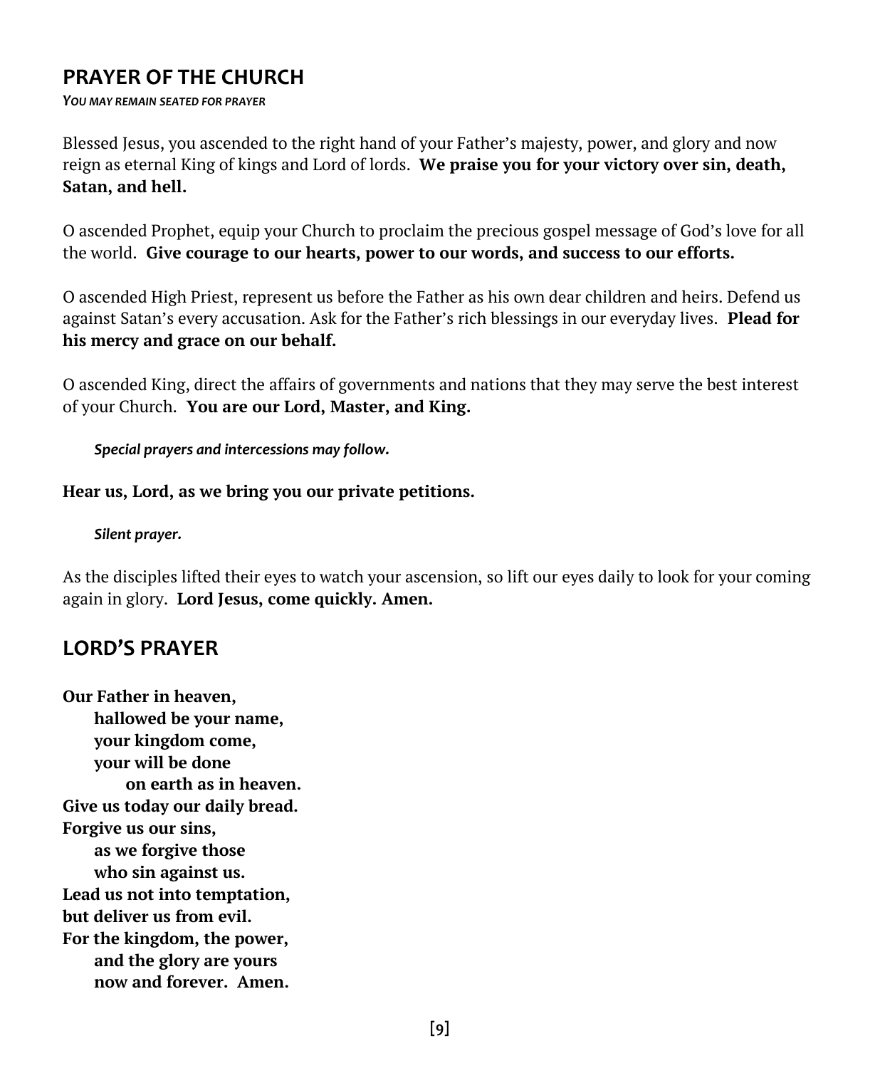## PRAYER OF THE CHURCH

*YOU MAY REMAIN SEATED FOR PRAYER*

Blessed Jesus, you ascended to the right hand of your Father's majesty, power, and glory and now reign as eternal King of kings and Lord of lords. **We praise you for your victory over sin, death, Satan, and hell.**

O ascended Prophet, equip your Church to proclaim the precious gospel message of God's love for all the world. **Give courage to our hearts, power to our words, and success to our efforts.**

O ascended High Priest, represent us before the Father as his own dear children and heirs. Defend us against Satan's every accusation. Ask for the Father's rich blessings in our everyday lives. **Plead for his mercy and grace on our behalf.**

O ascended King, direct the affairs of governments and nations that they may serve the best interest of your Church. **You are our Lord, Master, and King.**

*Special prayers and intercessions may follow.*

**Hear us, Lord, as we bring you our private petitions.**

*Silent prayer.*

As the disciples lifted their eyes to watch your ascension, so lift our eyes daily to look for your coming again in glory. **Lord Jesus, come quickly. Amen.**

## LORD'S PRAYER

**Our Father in heaven,**
**hallowed be your name,**
**your kingdom come,**
**your will be done**
**on earth as in heaven.**
**Give us today our daily bread.**
**Forgive us our sins,**
**as we forgive those**
**who sin against us.**
**Lead us not into temptation,**
**but deliver us from evil.**
**For the kingdom, the power,**
**and the glory are yours**
**now and forever. Amen.**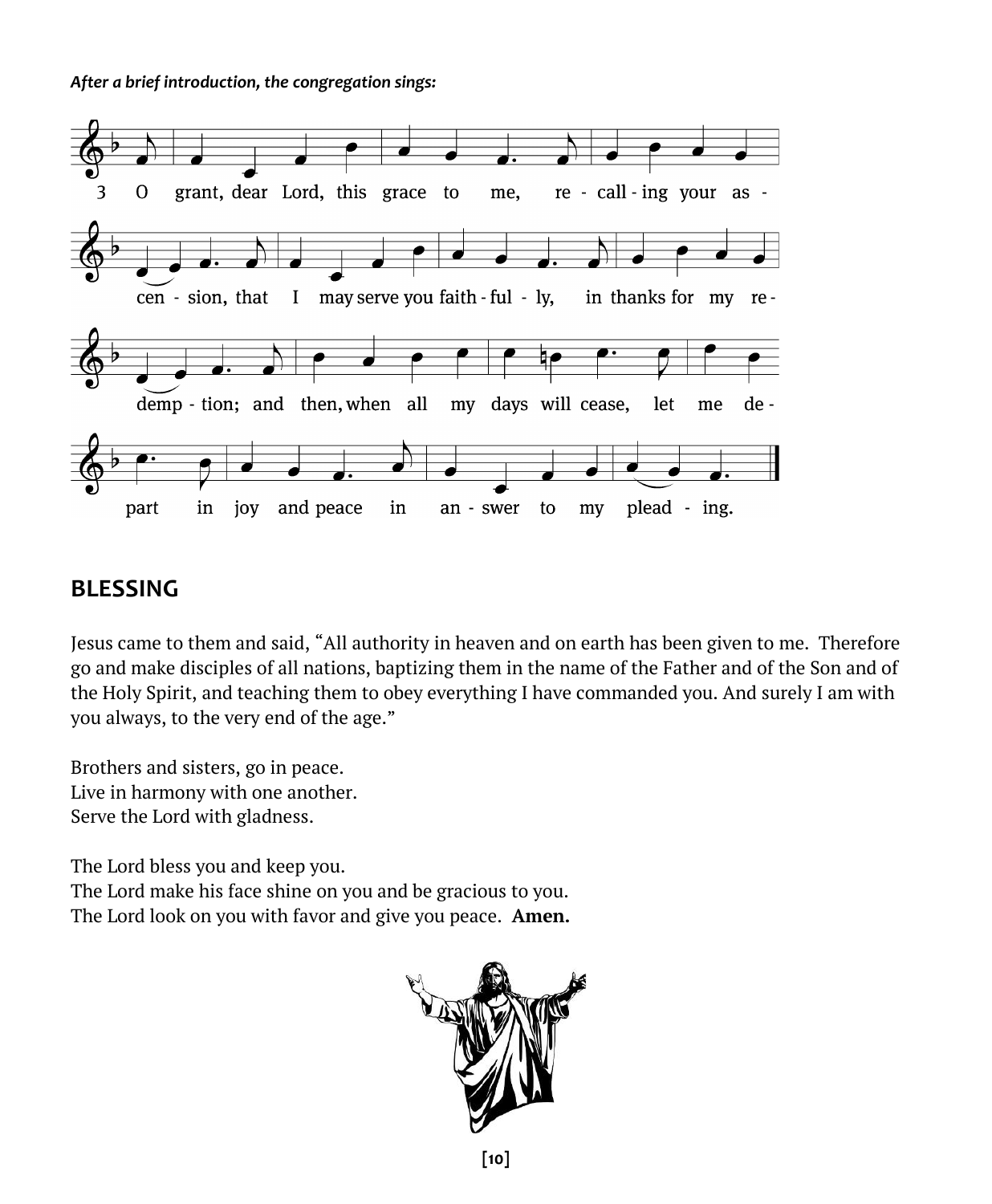*After a brief introduction, the congregation sings:*

3 O grant, dear Lord, this grace to me, recalling your ascension, that I may serve you faithfully, in thanks for my redemption; and then, when all my days will cease, let me depart in joy and peace in answer to my pleading.

## BLESSING

Jesus came to them and said, "All authority in heaven and on earth has been given to me. Therefore go and make disciples of all nations, baptizing them in the name of the Father and of the Son and of the Holy Spirit, and teaching them to obey everything I have commanded you. And surely I am with you always, to the very end of the age."

Brothers and sisters, go in peace.
Live in harmony with one another.
Serve the Lord with gladness.

The Lord bless you and keep you.
The Lord make his face shine on you and be gracious to you.
The Lord look on you with favor and give you peace. **Amen.**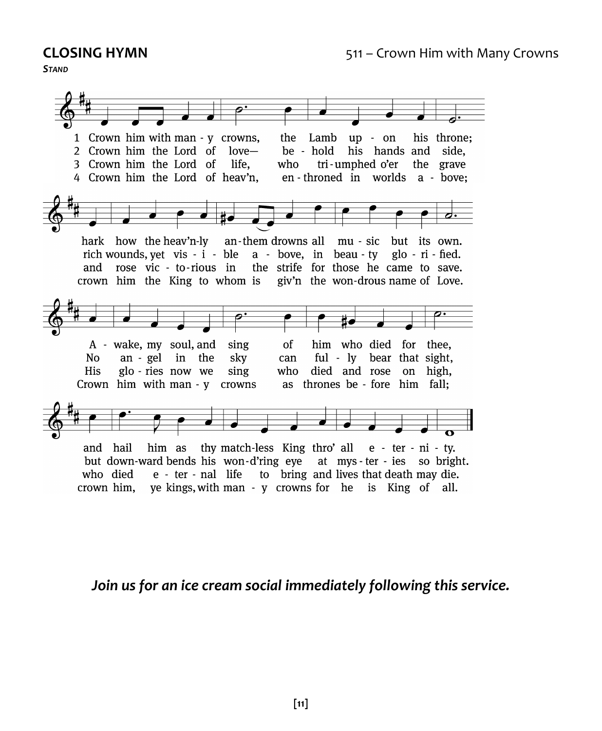**CLOSING HYMN** 511 – Crown Him with Many Crowns

***Stand***

1 Crown him with man - y crowns, the Lamb up - on his throne;
hark how the heav'n-ly an-them drowns all mu - sic but its own.
A - wake, my soul, and sing of him who died for thee,
and hail him as thy match-less King thro' all e - ter - ni - ty.

2 Crown him the Lord of love— be - hold his hands and side,
rich wounds, yet vis - i - ble a - bove, in beau - ty glo - ri - fied.
No an - gel in the sky can ful - ly bear that sight,
but down-ward bends his won-d'ring eye at mys - ter - ies so bright.

3 Crown him the Lord of life, who tri-umphed o'er the grave
and rose vic - to-rious in the strife for those he came to save.
His glo - ries now we sing who died and rose on high,
who died e - ter - nal life to bring and lives that death may die.

4 Crown him the Lord of heav'n, en - throned in worlds a - bove;
crown him the King to whom is giv'n the won-drous name of Love.
Crown him with man - y crowns as thrones be - fore him fall;
crown him, ye kings, with man - y crowns for he is King of all.

***Join us for an ice cream social immediately following this service.***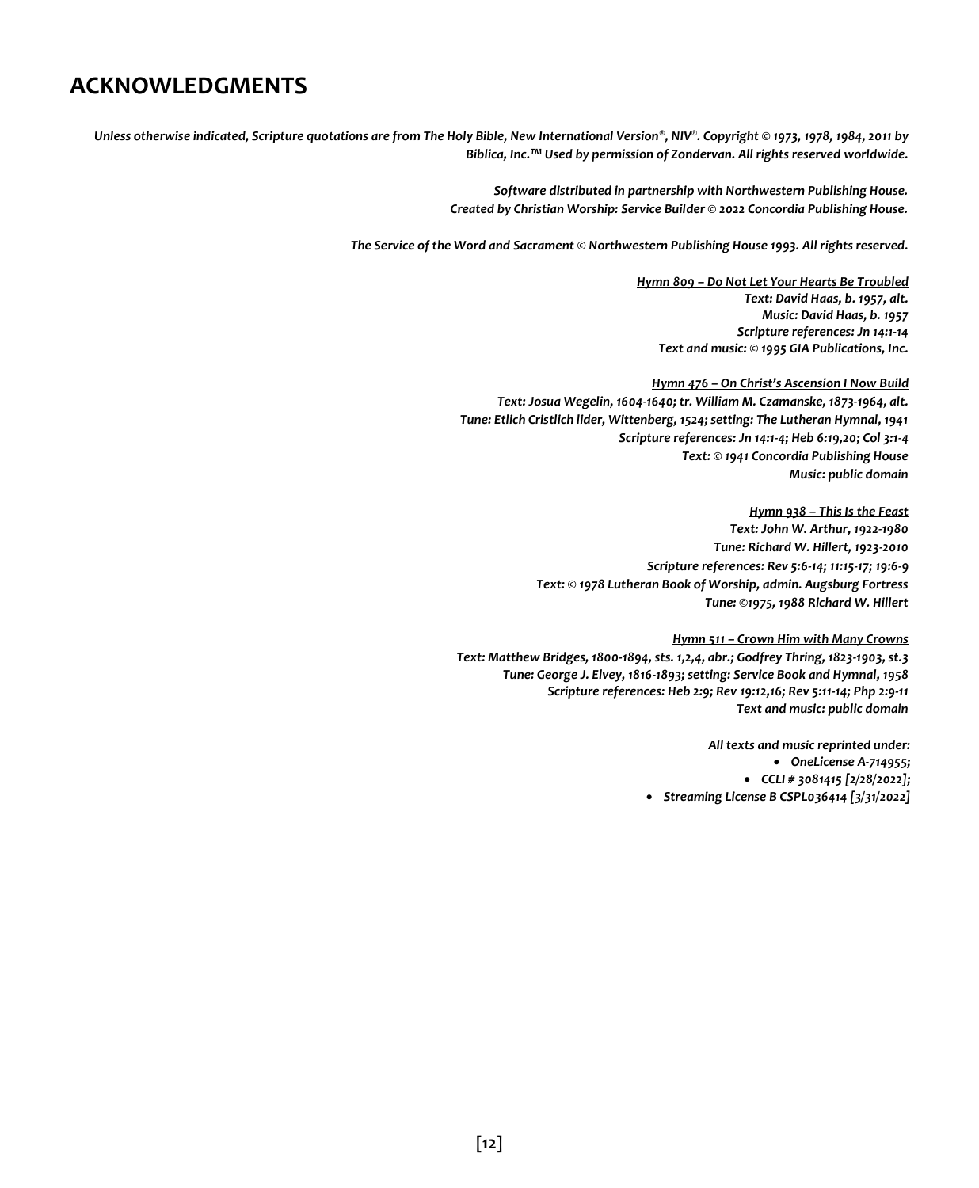# ACKNOWLEDGMENTS

*Unless otherwise indicated, Scripture quotations are from The Holy Bible, New International Version®, NIV®. Copyright © 1973, 1978, 1984, 2011 by Biblica, Inc.™ Used by permission of Zondervan. All rights reserved worldwide.*

*Software distributed in partnership with Northwestern Publishing House.*
*Created by Christian Worship: Service Builder © 2022 Concordia Publishing House.*

*The Service of the Word and Sacrament © Northwestern Publishing House 1993. All rights reserved.*

***Hymn 809 – Do Not Let Your Hearts Be Troubled***
*Text: David Haas, b. 1957, alt.*
*Music: David Haas, b. 1957*
*Scripture references: Jn 14:1-14*
*Text and music: © 1995 GIA Publications, Inc.*

***Hymn 476 – On Christ's Ascension I Now Build***
*Text: Josua Wegelin, 1604-1640; tr. William M. Czamanske, 1873-1964, alt.*
*Tune: Etlich Cristlich lider, Wittenberg, 1524; setting: The Lutheran Hymnal, 1941*
*Scripture references: Jn 14:1-4; Heb 6:19,20; Col 3:1-4*
*Text: © 1941 Concordia Publishing House*
*Music: public domain*

***Hymn 938 – This Is the Feast***
*Text: John W. Arthur, 1922-1980*
*Tune: Richard W. Hillert, 1923-2010*
*Scripture references: Rev 5:6-14; 11:15-17; 19:6-9*
*Text: © 1978 Lutheran Book of Worship, admin. Augsburg Fortress*
*Tune: ©1975, 1988 Richard W. Hillert*

***Hymn 511 – Crown Him with Many Crowns***
*Text: Matthew Bridges, 1800-1894, sts. 1,2,4, abr.; Godfrey Thring, 1823-1903, st.3*
*Tune: George J. Elvey, 1816-1893; setting: Service Book and Hymnal, 1958*
*Scripture references: Heb 2:9; Rev 19:12,16; Rev 5:11-14; Php 2:9-11*
*Text and music: public domain*

*All texts and music reprinted under:*

- *OneLicense A-714955;*
- *CCLI # 3081415 [2/28/2022];*
- *Streaming License B CSPL036414 [3/31/2022]*